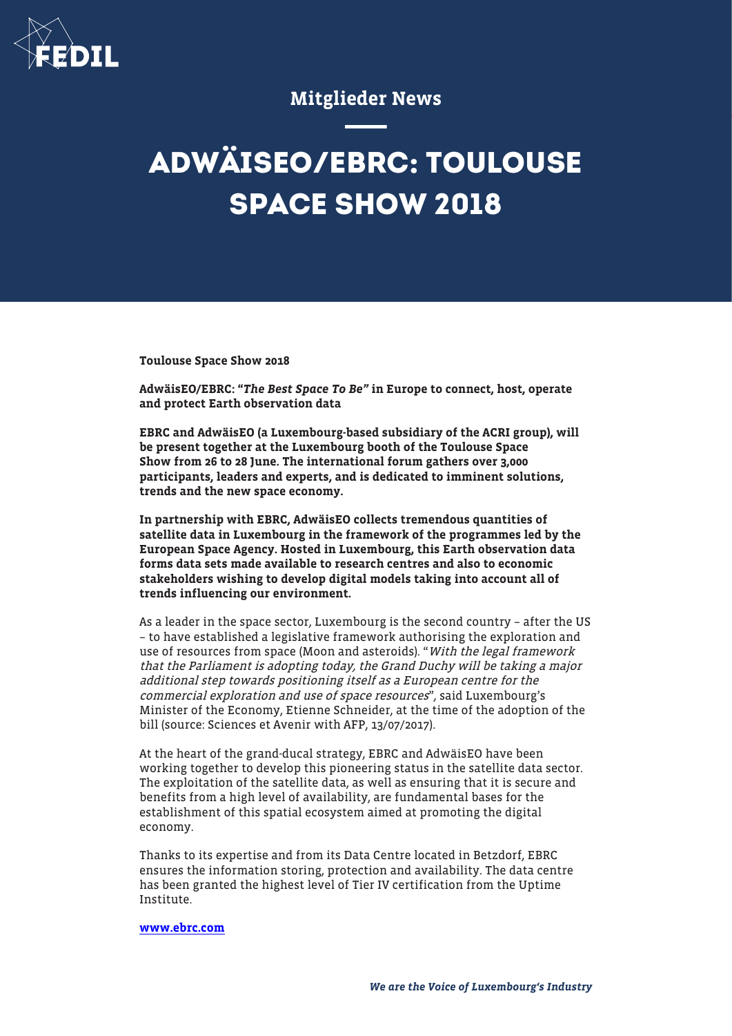Mitglieder News

# ADWÄISEO/EBRC: TOULOUSE SPACE SHOW 2018

**Toulouse Space Show 2018**

**AdwäisEO/EBRC: "*The Best Space To Be"* in Europe to connect, host, operate and protect Earth observation data**

**EBRC and AdwäisEO (a Luxembourg-based subsidiary of the ACRI group), will be present together at the Luxembourg booth of the Toulouse Space Show from 26 to 28 June. The international forum gathers over 3,000 participants, leaders and experts, and is dedicated to imminent solutions, trends and the new space economy.**

**In partnership with EBRC, AdwäisEO collects tremendous quantities of satellite data in Luxembourg in the framework of the programmes led by the European Space Agency. Hosted in Luxembourg, this Earth observation data forms data sets made available to research centres and also to economic stakeholders wishing to develop digital models taking into account all of trends influencing our environment.**

As a leader in the space sector, Luxembourg is the second country – after the US – to have established a legislative framework authorising the exploration and use of resources from space (Moon and asteroids). "*With the legal framework that the Parliament is adopting today, the Grand Duchy will be taking a major additional step towards positioning itself as a European centre for the commercial exploration and use of space resources*", said Luxembourg's Minister of the Economy, Etienne Schneider, at the time of the adoption of the bill (source: Sciences et Avenir with AFP, 13/07/2017).

At the heart of the grand-ducal strategy, EBRC and AdwäisEO have been working together to develop this pioneering status in the satellite data sector. The exploitation of the satellite data, as well as ensuring that it is secure and benefits from a high level of availability, are fundamental bases for the establishment of this spatial ecosystem aimed at promoting the digital economy.

Thanks to its expertise and from its Data Centre located in Betzdorf, EBRC ensures the information storing, protection and availability. The data centre has been granted the highest level of Tier IV certification from the Uptime Institute.

**www.ebrc.com**